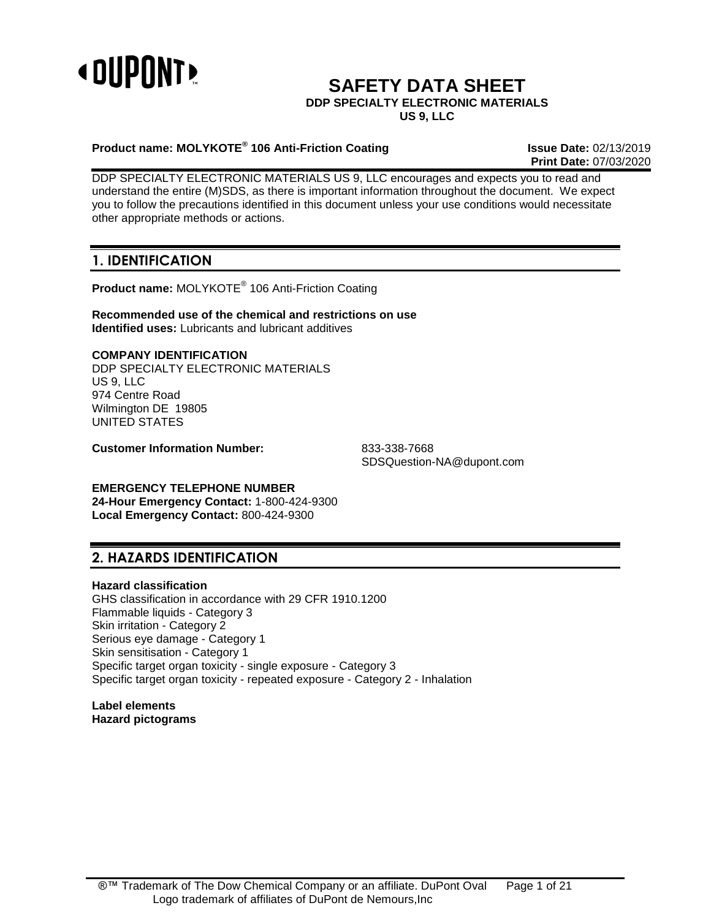# SAFETY DATA SHEET

**DDP SPECIALTY ELECTRONIC MATERIALS US 9, LLC**

**Product name: MOLYKOTE® 106 Anti-Friction Coating**

**Issue Date:** 02/13/2019
**Print Date:** 07/03/2020

DDP SPECIALTY ELECTRONIC MATERIALS US 9, LLC encourages and expects you to read and understand the entire (M)SDS, as there is important information throughout the document. We expect you to follow the precautions identified in this document unless your use conditions would necessitate other appropriate methods or actions.

## 1. IDENTIFICATION

**Product name:** MOLYKOTE® 106 Anti-Friction Coating

**Recommended use of the chemical and restrictions on use**
**Identified uses:** Lubricants and lubricant additives

**COMPANY IDENTIFICATION**
DDP SPECIALTY ELECTRONIC MATERIALS
US 9, LLC
974 Centre Road
Wilmington DE 19805
UNITED STATES

**Customer Information Number:** 833-338-7668
SDSQuestion-NA@dupont.com

**EMERGENCY TELEPHONE NUMBER**
**24-Hour Emergency Contact:** 1-800-424-9300
**Local Emergency Contact:** 800-424-9300

## 2. HAZARDS IDENTIFICATION

**Hazard classification**
GHS classification in accordance with 29 CFR 1910.1200
Flammable liquids - Category 3
Skin irritation - Category 2
Serious eye damage - Category 1
Skin sensitisation - Category 1
Specific target organ toxicity - single exposure - Category 3
Specific target organ toxicity - repeated exposure - Category 2 - Inhalation

**Label elements**
**Hazard pictograms**

®™ Trademark of The Dow Chemical Company or an affiliate. DuPont Oval Logo trademark of affiliates of DuPont de Nemours,Inc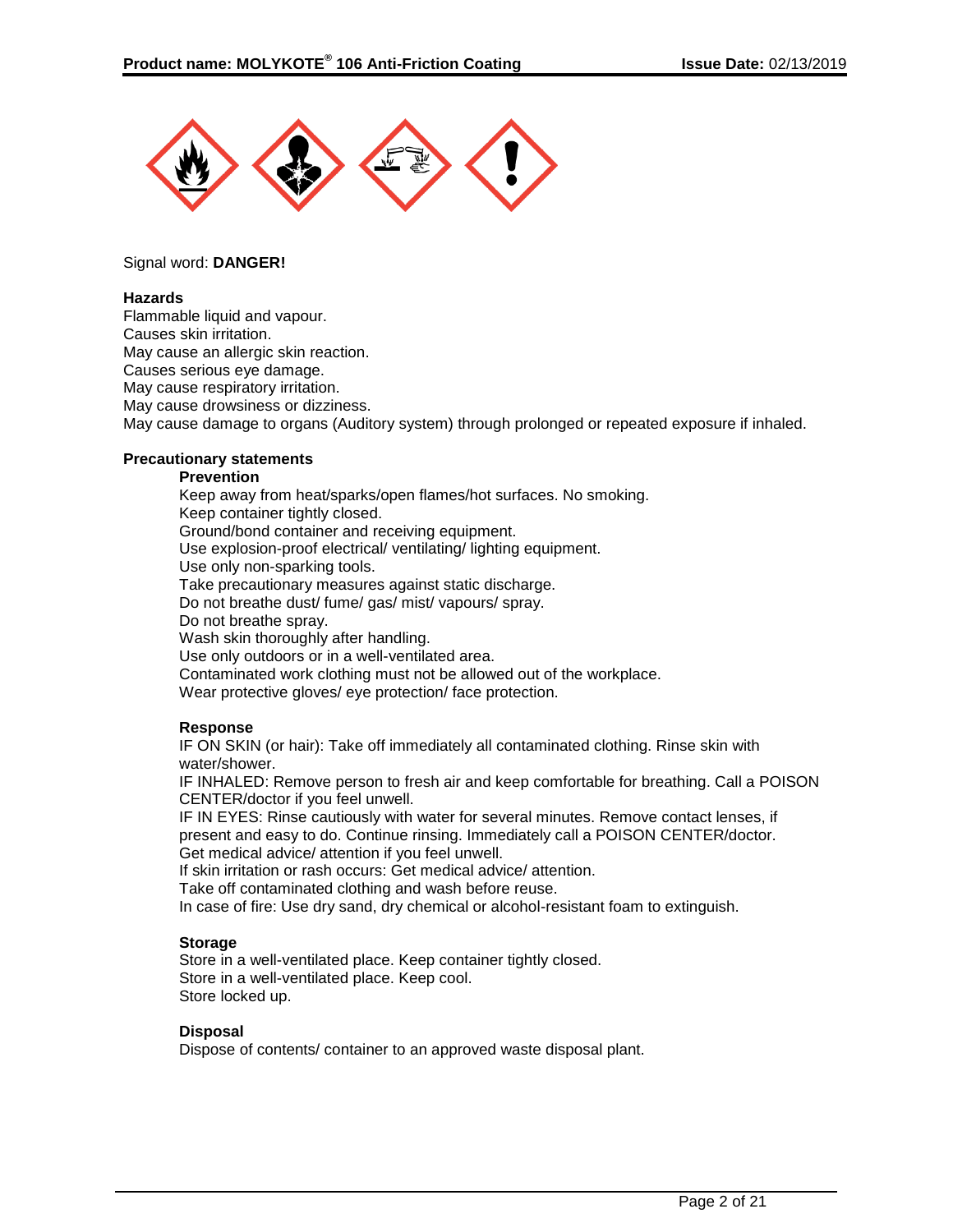Signal word: **DANGER!**

**Hazards**

Flammable liquid and vapour.
Causes skin irritation.
May cause an allergic skin reaction.
Causes serious eye damage.
May cause respiratory irritation.
May cause drowsiness or dizziness.
May cause damage to organs (Auditory system) through prolonged or repeated exposure if inhaled.

**Precautionary statements**

**Prevention**

Keep away from heat/sparks/open flames/hot surfaces. No smoking.
Keep container tightly closed.
Ground/bond container and receiving equipment.
Use explosion-proof electrical/ ventilating/ lighting equipment.
Use only non-sparking tools.
Take precautionary measures against static discharge.
Do not breathe dust/ fume/ gas/ mist/ vapours/ spray.
Do not breathe spray.
Wash skin thoroughly after handling.
Use only outdoors or in a well-ventilated area.
Contaminated work clothing must not be allowed out of the workplace.
Wear protective gloves/ eye protection/ face protection.

**Response**

IF ON SKIN (or hair): Take off immediately all contaminated clothing. Rinse skin with water/shower.
IF INHALED: Remove person to fresh air and keep comfortable for breathing. Call a POISON CENTER/doctor if you feel unwell.
IF IN EYES: Rinse cautiously with water for several minutes. Remove contact lenses, if present and easy to do. Continue rinsing. Immediately call a POISON CENTER/doctor.
Get medical advice/ attention if you feel unwell.
If skin irritation or rash occurs: Get medical advice/ attention.
Take off contaminated clothing and wash before reuse.
In case of fire: Use dry sand, dry chemical or alcohol-resistant foam to extinguish.

**Storage**

Store in a well-ventilated place. Keep container tightly closed.
Store in a well-ventilated place. Keep cool.
Store locked up.

**Disposal**

Dispose of contents/ container to an approved waste disposal plant.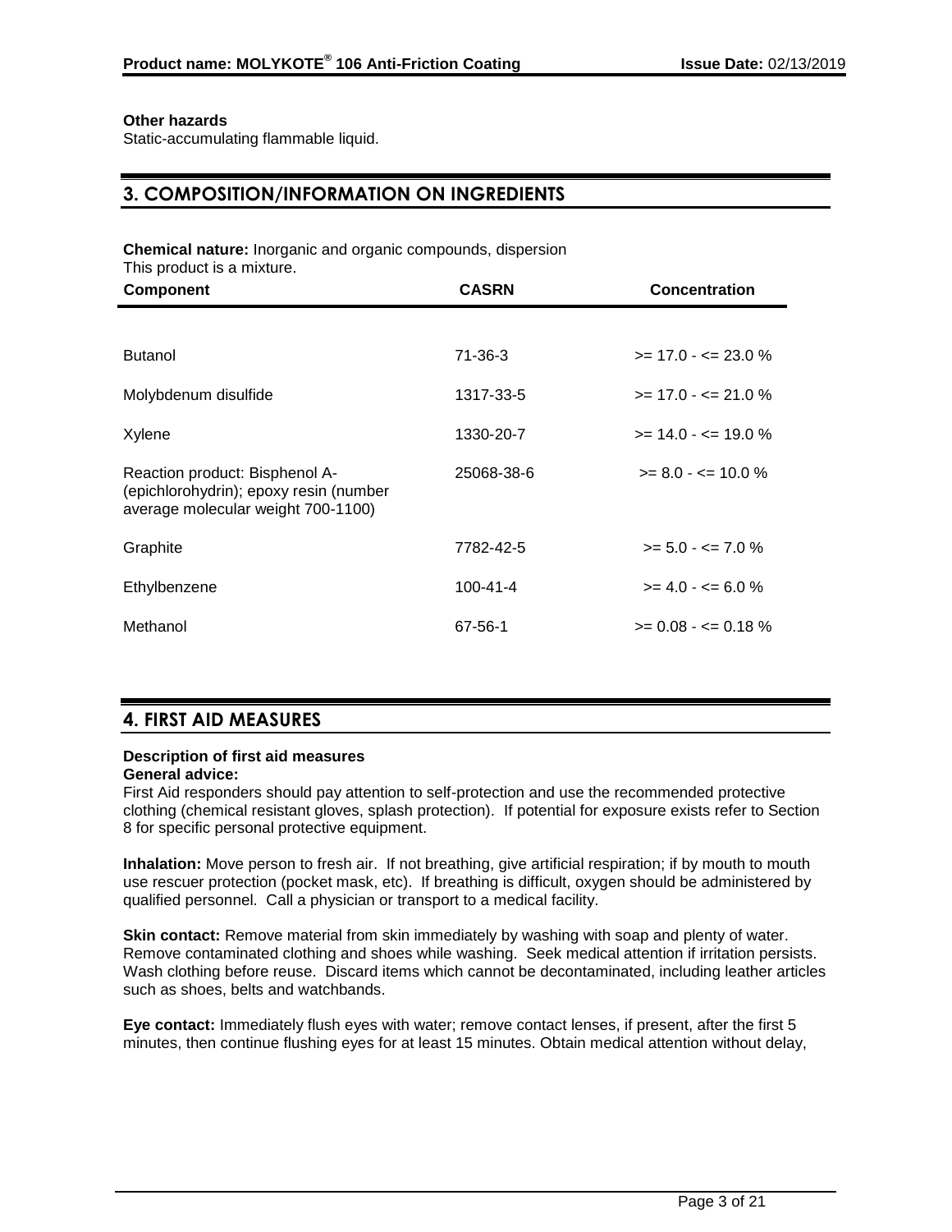**Other hazards**
Static-accumulating flammable liquid.

## 3. COMPOSITION/INFORMATION ON INGREDIENTS

**Chemical nature:** Inorganic and organic compounds, dispersion
This product is a mixture.

| Component | CASRN | Concentration |
|---|---|---|
| Butanol | 71-36-3 | >= 17.0 - <= 23.0 % |
| Molybdenum disulfide | 1317-33-5 | >= 17.0 - <= 21.0 % |
| Xylene | 1330-20-7 | >= 14.0 - <= 19.0 % |
| Reaction product: Bisphenol A-(epichlorohydrin); epoxy resin (number average molecular weight 700-1100) | 25068-38-6 | >= 8.0 - <= 10.0 % |
| Graphite | 7782-42-5 | >= 5.0 - <= 7.0 % |
| Ethylbenzene | 100-41-4 | >= 4.0 - <= 6.0 % |
| Methanol | 67-56-1 | >= 0.08 - <= 0.18 % |

## 4. FIRST AID MEASURES

**Description of first aid measures**
**General advice:**
First Aid responders should pay attention to self-protection and use the recommended protective clothing (chemical resistant gloves, splash protection). If potential for exposure exists refer to Section 8 for specific personal protective equipment.

**Inhalation:** Move person to fresh air. If not breathing, give artificial respiration; if by mouth to mouth use rescuer protection (pocket mask, etc). If breathing is difficult, oxygen should be administered by qualified personnel. Call a physician or transport to a medical facility.

**Skin contact:** Remove material from skin immediately by washing with soap and plenty of water. Remove contaminated clothing and shoes while washing. Seek medical attention if irritation persists. Wash clothing before reuse. Discard items which cannot be decontaminated, including leather articles such as shoes, belts and watchbands.

**Eye contact:** Immediately flush eyes with water; remove contact lenses, if present, after the first 5 minutes, then continue flushing eyes for at least 15 minutes. Obtain medical attention without delay,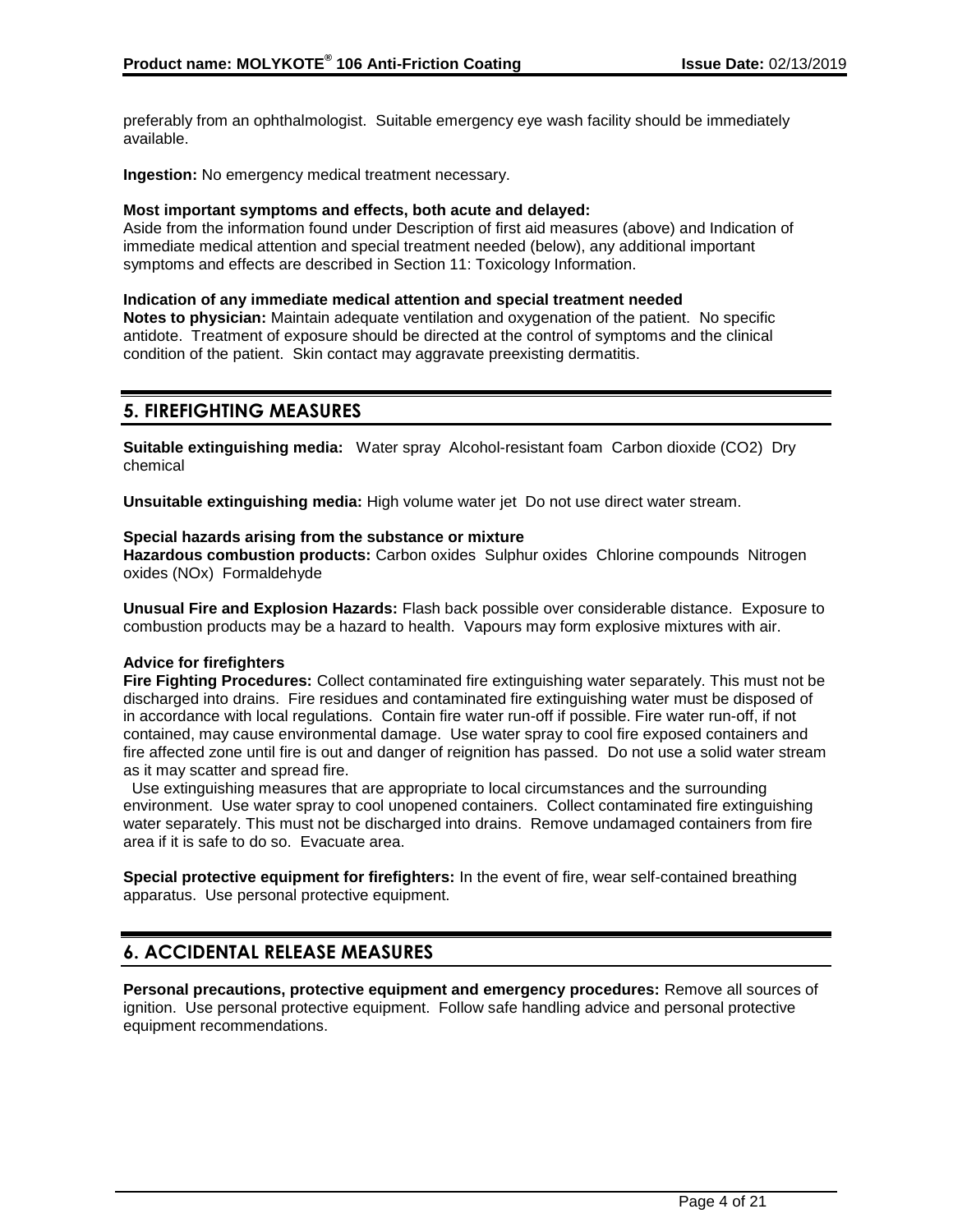preferably from an ophthalmologist. Suitable emergency eye wash facility should be immediately available.

**Ingestion:** No emergency medical treatment necessary.

**Most important symptoms and effects, both acute and delayed:**
Aside from the information found under Description of first aid measures (above) and Indication of immediate medical attention and special treatment needed (below), any additional important symptoms and effects are described in Section 11: Toxicology Information.

**Indication of any immediate medical attention and special treatment needed**
**Notes to physician:** Maintain adequate ventilation and oxygenation of the patient. No specific antidote. Treatment of exposure should be directed at the control of symptoms and the clinical condition of the patient. Skin contact may aggravate preexisting dermatitis.

## 5. FIREFIGHTING MEASURES

**Suitable extinguishing media:** Water spray Alcohol-resistant foam Carbon dioxide ($CO_2$) Dry chemical

**Unsuitable extinguishing media:** High volume water jet Do not use direct water stream.

**Special hazards arising from the substance or mixture**
**Hazardous combustion products:** Carbon oxides Sulphur oxides Chlorine compounds Nitrogen oxides (NOx) Formaldehyde

**Unusual Fire and Explosion Hazards:** Flash back possible over considerable distance. Exposure to combustion products may be a hazard to health. Vapours may form explosive mixtures with air.

**Advice for firefighters**
**Fire Fighting Procedures:** Collect contaminated fire extinguishing water separately. This must not be discharged into drains. Fire residues and contaminated fire extinguishing water must be disposed of in accordance with local regulations. Contain fire water run-off if possible. Fire water run-off, if not contained, may cause environmental damage. Use water spray to cool fire exposed containers and fire affected zone until fire is out and danger of reignition has passed. Do not use a solid water stream as it may scatter and spread fire.
Use extinguishing measures that are appropriate to local circumstances and the surrounding environment. Use water spray to cool unopened containers. Collect contaminated fire extinguishing water separately. This must not be discharged into drains. Remove undamaged containers from fire area if it is safe to do so. Evacuate area.

**Special protective equipment for firefighters:** In the event of fire, wear self-contained breathing apparatus. Use personal protective equipment.

## 6. ACCIDENTAL RELEASE MEASURES

**Personal precautions, protective equipment and emergency procedures:** Remove all sources of ignition. Use personal protective equipment. Follow safe handling advice and personal protective equipment recommendations.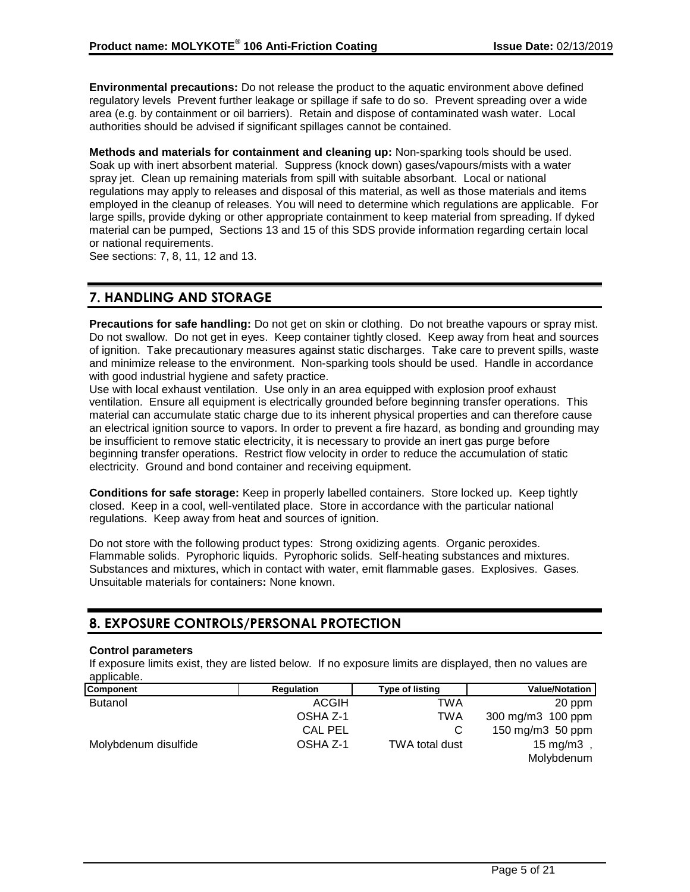**Environmental precautions:** Do not release the product to the aquatic environment above defined regulatory levels Prevent further leakage or spillage if safe to do so. Prevent spreading over a wide area (e.g. by containment or oil barriers). Retain and dispose of contaminated wash water. Local authorities should be advised if significant spillages cannot be contained.

**Methods and materials for containment and cleaning up:** Non-sparking tools should be used. Soak up with inert absorbent material. Suppress (knock down) gases/vapours/mists with a water spray jet. Clean up remaining materials from spill with suitable absorbant. Local or national regulations may apply to releases and disposal of this material, as well as those materials and items employed in the cleanup of releases. You will need to determine which regulations are applicable. For large spills, provide dyking or other appropriate containment to keep material from spreading. If dyked material can be pumped, Sections 13 and 15 of this SDS provide information regarding certain local or national requirements.
See sections: 7, 8, 11, 12 and 13.

## 7. HANDLING AND STORAGE

**Precautions for safe handling:** Do not get on skin or clothing. Do not breathe vapours or spray mist. Do not swallow. Do not get in eyes. Keep container tightly closed. Keep away from heat and sources of ignition. Take precautionary measures against static discharges. Take care to prevent spills, waste and minimize release to the environment. Non-sparking tools should be used. Handle in accordance with good industrial hygiene and safety practice.
Use with local exhaust ventilation. Use only in an area equipped with explosion proof exhaust ventilation. Ensure all equipment is electrically grounded before beginning transfer operations. This material can accumulate static charge due to its inherent physical properties and can therefore cause an electrical ignition source to vapors. In order to prevent a fire hazard, as bonding and grounding may be insufficient to remove static electricity, it is necessary to provide an inert gas purge before beginning transfer operations. Restrict flow velocity in order to reduce the accumulation of static electricity. Ground and bond container and receiving equipment.

**Conditions for safe storage:** Keep in properly labelled containers. Store locked up. Keep tightly closed. Keep in a cool, well-ventilated place. Store in accordance with the particular national regulations. Keep away from heat and sources of ignition.

Do not store with the following product types: Strong oxidizing agents. Organic peroxides. Flammable solids. Pyrophoric liquids. Pyrophoric solids. Self-heating substances and mixtures. Substances and mixtures, which in contact with water, emit flammable gases. Explosives. Gases.
Unsuitable materials for containers**:** None known.

## 8. EXPOSURE CONTROLS/PERSONAL PROTECTION

**Control parameters**
If exposure limits exist, they are listed below. If no exposure limits are displayed, then no values are applicable.

| Component | Regulation | Type of listing | Value/Notation |
|---|---|---|---|
| Butanol | ACGIH | TWA | 20 ppm |
| | OSHA Z-1 | TWA | 300 mg/m3 100 ppm |
| | CAL PEL | C | 150 mg/m3 50 ppm |
| Molybdenum disulfide | OSHA Z-1 | TWA total dust | 15 mg/m3 , Molybdenum |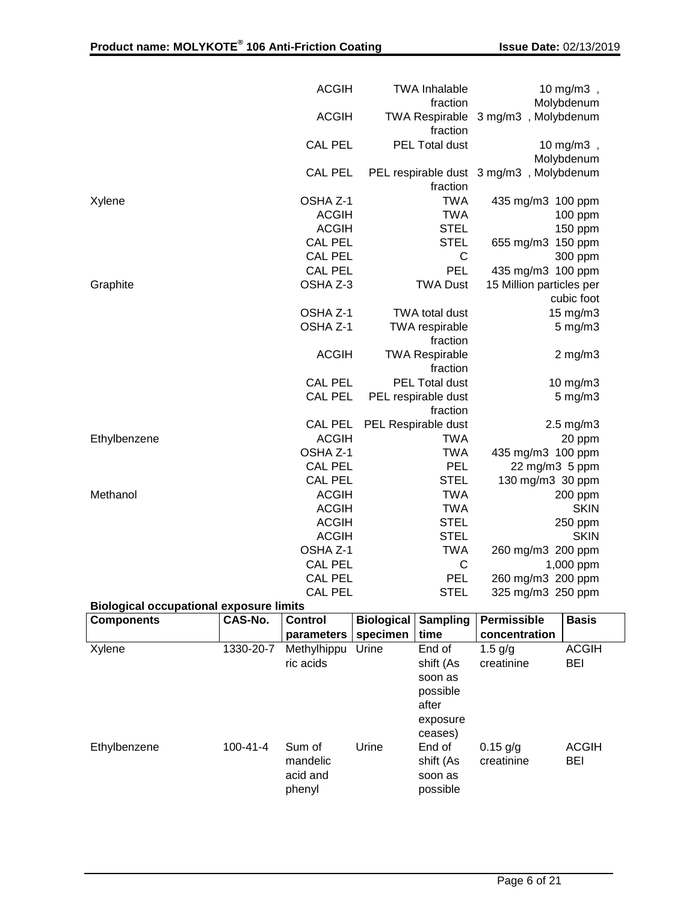| Components | Regulation | Type of listing | Value/Notation |
|---|---|---|---|
| | ACGIH | TWA Inhalable fraction | 10 mg/m3 , Molybdenum |
| | ACGIH | TWA Respirable fraction | 3 mg/m3 , Molybdenum |
| | CAL PEL | PEL Total dust | 10 mg/m3 , Molybdenum |
| | CAL PEL | PEL respirable dust fraction | 3 mg/m3 , Molybdenum |
| Xylene | OSHA Z-1 | TWA | 435 mg/m3 100 ppm |
| | ACGIH | TWA | 100 ppm |
| | ACGIH | STEL | 150 ppm |
| | CAL PEL | STEL | 655 mg/m3 150 ppm |
| | CAL PEL | C | 300 ppm |
| | CAL PEL | PEL | 435 mg/m3 100 ppm |
| Graphite | OSHA Z-3 | TWA Dust | 15 Million particles per cubic foot |
| | OSHA Z-1 | TWA total dust | 15 mg/m3 |
| | OSHA Z-1 | TWA respirable fraction | 5 mg/m3 |
| | ACGIH | TWA Respirable fraction | 2 mg/m3 |
| | CAL PEL | PEL Total dust | 10 mg/m3 |
| | CAL PEL | PEL respirable dust fraction | 5 mg/m3 |
| | CAL PEL | PEL Respirable dust | 2.5 mg/m3 |
| Ethylbenzene | ACGIH | TWA | 20 ppm |
| | OSHA Z-1 | TWA | 435 mg/m3 100 ppm |
| | CAL PEL | PEL | 22 mg/m3 5 ppm |
| | CAL PEL | STEL | 130 mg/m3 30 ppm |
| Methanol | ACGIH | TWA | 200 ppm |
| | ACGIH | TWA | SKIN |
| | ACGIH | STEL | 250 ppm |
| | ACGIH | STEL | SKIN |
| | OSHA Z-1 | TWA | 260 mg/m3 200 ppm |
| | CAL PEL | C | 1,000 ppm |
| | CAL PEL | PEL | 260 mg/m3 200 ppm |
| | CAL PEL | STEL | 325 mg/m3 250 ppm |

**Biological occupational exposure limits**

| Components | CAS-No. | Control parameters | Biological specimen | Sampling time | Permissible concentration | Basis |
|---|---|---|---|---|---|---|
| Xylene | 1330-20-7 | Methylhippuric acids | Urine | End of shift (As soon as possible after exposure ceases) | 1.5 g/g creatinine | ACGIH BEI |
| Ethylbenzene | 100-41-4 | Sum of mandelic acid and phenyl | Urine | End of shift (As soon as possible | 0.15 g/g creatinine | ACGIH BEI |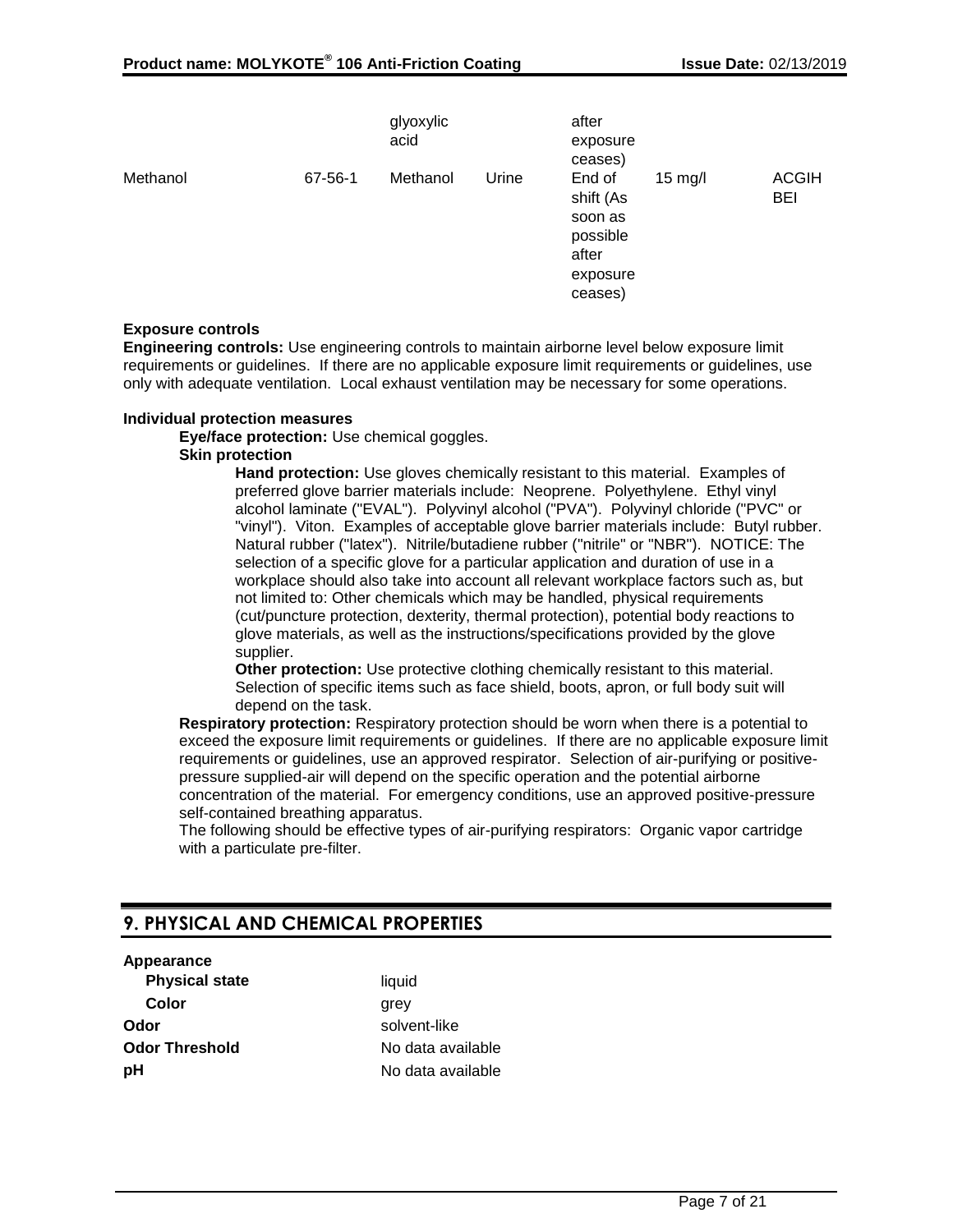| | | | | | | |
|---|---|---|---|---|---|---|
| | | glyoxylic acid | | after exposure ceases) | | |
| Methanol | 67-56-1 | Methanol | Urine | End of shift (As soon as possible after exposure ceases) | 15 mg/l | ACGIH BEI |

**Exposure controls**

**Engineering controls:** Use engineering controls to maintain airborne level below exposure limit requirements or guidelines. If there are no applicable exposure limit requirements or guidelines, use only with adequate ventilation. Local exhaust ventilation may be necessary for some operations.

**Individual protection measures**

**Eye/face protection:** Use chemical goggles.

**Skin protection**

**Hand protection:** Use gloves chemically resistant to this material. Examples of preferred glove barrier materials include: Neoprene. Polyethylene. Ethyl vinyl alcohol laminate ("EVAL"). Polyvinyl alcohol ("PVA"). Polyvinyl chloride ("PVC" or "vinyl"). Viton. Examples of acceptable glove barrier materials include: Butyl rubber. Natural rubber ("latex"). Nitrile/butadiene rubber ("nitrile" or "NBR"). NOTICE: The selection of a specific glove for a particular application and duration of use in a workplace should also take into account all relevant workplace factors such as, but not limited to: Other chemicals which may be handled, physical requirements (cut/puncture protection, dexterity, thermal protection), potential body reactions to glove materials, as well as the instructions/specifications provided by the glove supplier.

**Other protection:** Use protective clothing chemically resistant to this material. Selection of specific items such as face shield, boots, apron, or full body suit will depend on the task.

**Respiratory protection:** Respiratory protection should be worn when there is a potential to exceed the exposure limit requirements or guidelines. If there are no applicable exposure limit requirements or guidelines, use an approved respirator. Selection of air-purifying or positive-pressure supplied-air will depend on the specific operation and the potential airborne concentration of the material. For emergency conditions, use an approved positive-pressure self-contained breathing apparatus.

The following should be effective types of air-purifying respirators: Organic vapor cartridge with a particulate pre-filter.

## 9. PHYSICAL AND CHEMICAL PROPERTIES

| | |
|---|---|
| **Appearance** | |
| **Physical state** | liquid |
| **Color** | grey |
| **Odor** | solvent-like |
| **Odor Threshold** | No data available |
| **pH** | No data available |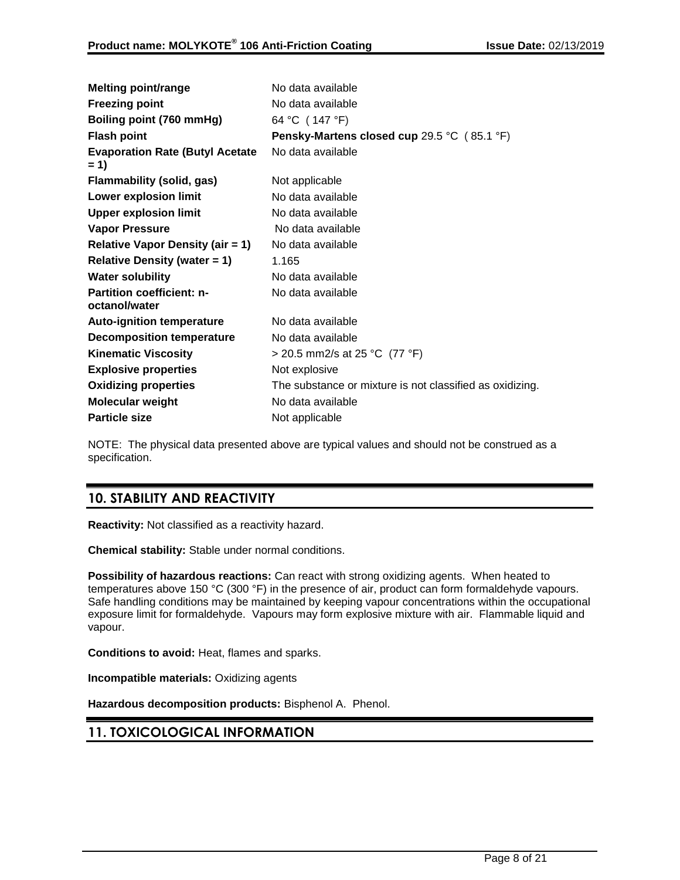| | |
|---|---|
| **Melting point/range** | No data available |
| **Freezing point** | No data available |
| **Boiling point (760 mmHg)** | 64 °C ( 147 °F) |
| **Flash point** | **Pensky-Martens closed cup** 29.5 °C ( 85.1 °F) |
| **Evaporation Rate (Butyl Acetate = 1)** | No data available |
| **Flammability (solid, gas)** | Not applicable |
| **Lower explosion limit** | No data available |
| **Upper explosion limit** | No data available |
| **Vapor Pressure** | No data available |
| **Relative Vapor Density (air = 1)** | No data available |
| **Relative Density (water = 1)** | 1.165 |
| **Water solubility** | No data available |
| **Partition coefficient: n-octanol/water** | No data available |
| **Auto-ignition temperature** | No data available |
| **Decomposition temperature** | No data available |
| **Kinematic Viscosity** | > 20.5 mm2/s at 25 °C (77 °F) |
| **Explosive properties** | Not explosive |
| **Oxidizing properties** | The substance or mixture is not classified as oxidizing. |
| **Molecular weight** | No data available |
| **Particle size** | Not applicable |

NOTE: The physical data presented above are typical values and should not be construed as a specification.

## 10. STABILITY AND REACTIVITY

**Reactivity:** Not classified as a reactivity hazard.

**Chemical stability:** Stable under normal conditions.

**Possibility of hazardous reactions:** Can react with strong oxidizing agents. When heated to temperatures above 150 °C (300 °F) in the presence of air, product can form formaldehyde vapours. Safe handling conditions may be maintained by keeping vapour concentrations within the occupational exposure limit for formaldehyde. Vapours may form explosive mixture with air. Flammable liquid and vapour.

**Conditions to avoid:** Heat, flames and sparks.

**Incompatible materials:** Oxidizing agents

**Hazardous decomposition products:** Bisphenol A. Phenol.

## 11. TOXICOLOGICAL INFORMATION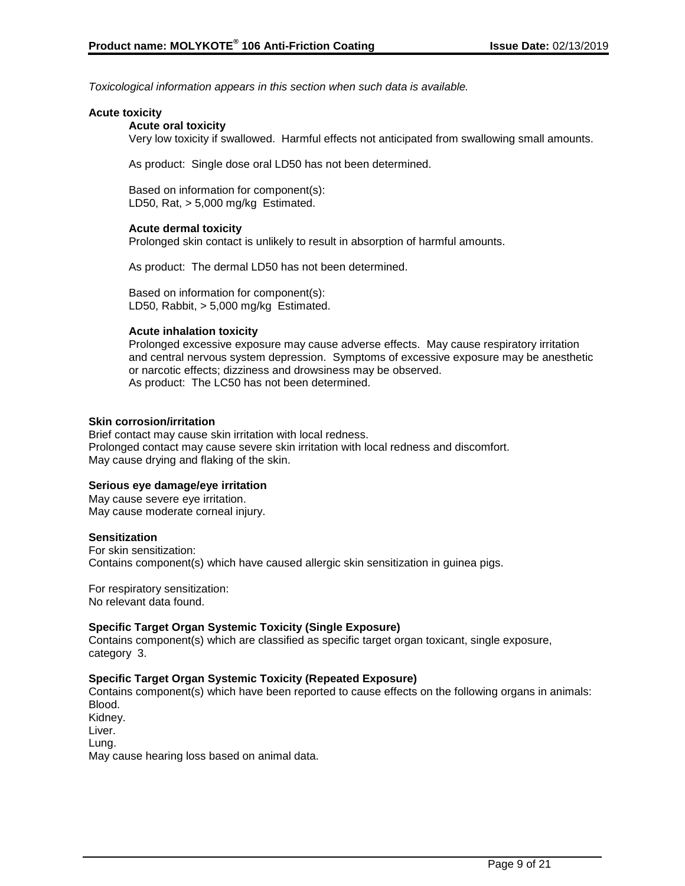*Toxicological information appears in this section when such data is available.*

**Acute toxicity**

**Acute oral toxicity**

Very low toxicity if swallowed. Harmful effects not anticipated from swallowing small amounts.

As product: Single dose oral LD50 has not been determined.

Based on information for component(s):
LD50, Rat, > 5,000 mg/kg Estimated.

**Acute dermal toxicity**

Prolonged skin contact is unlikely to result in absorption of harmful amounts.

As product: The dermal LD50 has not been determined.

Based on information for component(s):
LD50, Rabbit, > 5,000 mg/kg Estimated.

**Acute inhalation toxicity**

Prolonged excessive exposure may cause adverse effects. May cause respiratory irritation and central nervous system depression. Symptoms of excessive exposure may be anesthetic or narcotic effects; dizziness and drowsiness may be observed.
As product: The LC50 has not been determined.

**Skin corrosion/irritation**

Brief contact may cause skin irritation with local redness.
Prolonged contact may cause severe skin irritation with local redness and discomfort.
May cause drying and flaking of the skin.

**Serious eye damage/eye irritation**

May cause severe eye irritation.
May cause moderate corneal injury.

**Sensitization**

For skin sensitization:
Contains component(s) which have caused allergic skin sensitization in guinea pigs.

For respiratory sensitization:
No relevant data found.

**Specific Target Organ Systemic Toxicity (Single Exposure)**

Contains component(s) which are classified as specific target organ toxicant, single exposure, category 3.

**Specific Target Organ Systemic Toxicity (Repeated Exposure)**

Contains component(s) which have been reported to cause effects on the following organs in animals:
Blood.
Kidney.
Liver.
Lung.
May cause hearing loss based on animal data.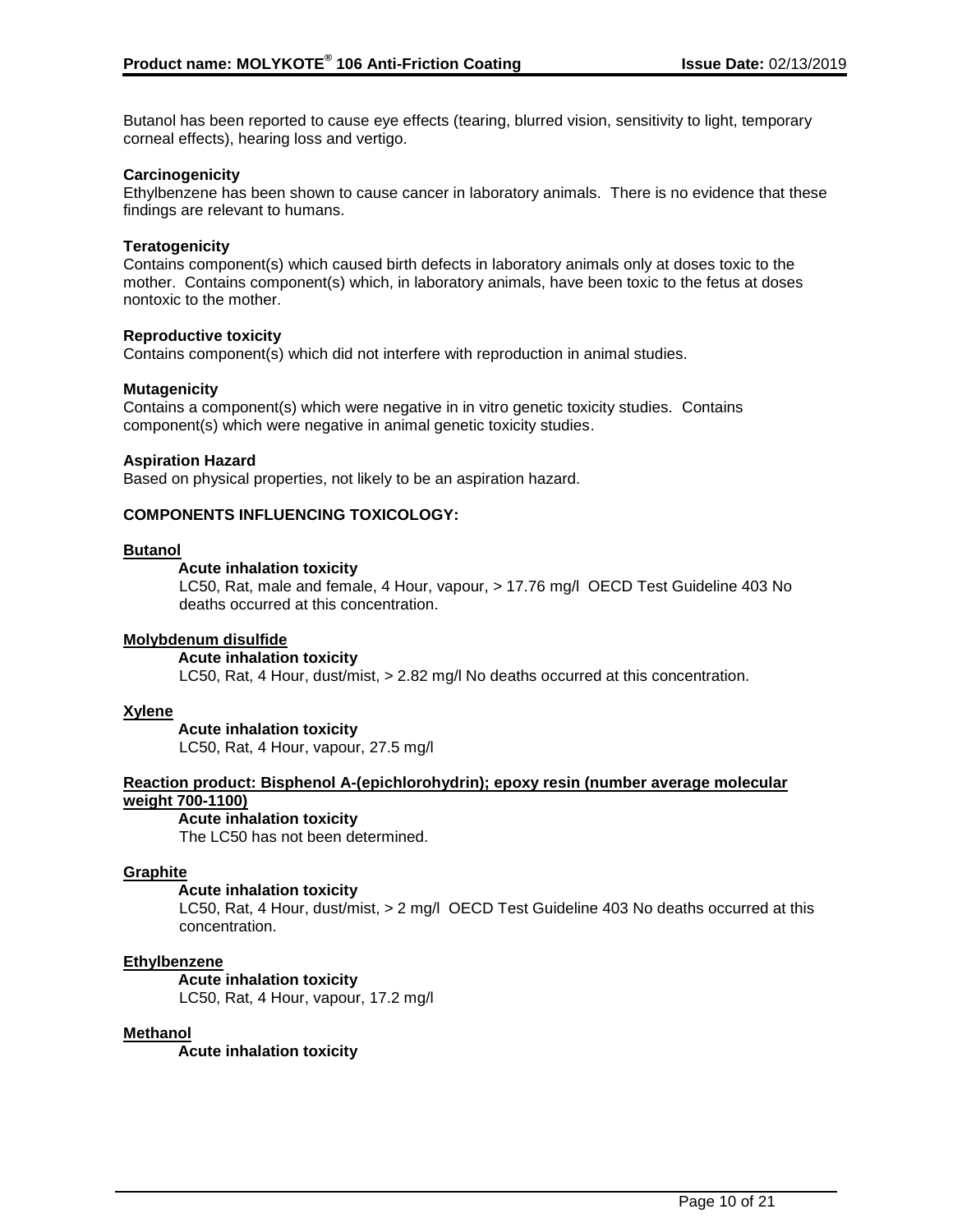Butanol has been reported to cause eye effects (tearing, blurred vision, sensitivity to light, temporary corneal effects), hearing loss and vertigo.

**Carcinogenicity**
Ethylbenzene has been shown to cause cancer in laboratory animals. There is no evidence that these findings are relevant to humans.

**Teratogenicity**
Contains component(s) which caused birth defects in laboratory animals only at doses toxic to the mother. Contains component(s) which, in laboratory animals, have been toxic to the fetus at doses nontoxic to the mother.

**Reproductive toxicity**
Contains component(s) which did not interfere with reproduction in animal studies.

**Mutagenicity**
Contains a component(s) which were negative in in vitro genetic toxicity studies. Contains component(s) which were negative in animal genetic toxicity studies.

**Aspiration Hazard**
Based on physical properties, not likely to be an aspiration hazard.

**COMPONENTS INFLUENCING TOXICOLOGY:**

**Butanol**

**Acute inhalation toxicity**
LC50, Rat, male and female, 4 Hour, vapour, > 17.76 mg/l OECD Test Guideline 403 No deaths occurred at this concentration.

**Molybdenum disulfide**

**Acute inhalation toxicity**
LC50, Rat, 4 Hour, dust/mist, > 2.82 mg/l No deaths occurred at this concentration.

**Xylene**

**Acute inhalation toxicity**
LC50, Rat, 4 Hour, vapour, 27.5 mg/l

**Reaction product: Bisphenol A-(epichlorohydrin); epoxy resin (number average molecular weight 700-1100)**

**Acute inhalation toxicity**
The LC50 has not been determined.

**Graphite**

**Acute inhalation toxicity**
LC50, Rat, 4 Hour, dust/mist, > 2 mg/l OECD Test Guideline 403 No deaths occurred at this concentration.

**Ethylbenzene**

**Acute inhalation toxicity**
LC50, Rat, 4 Hour, vapour, 17.2 mg/l

**Methanol**

**Acute inhalation toxicity**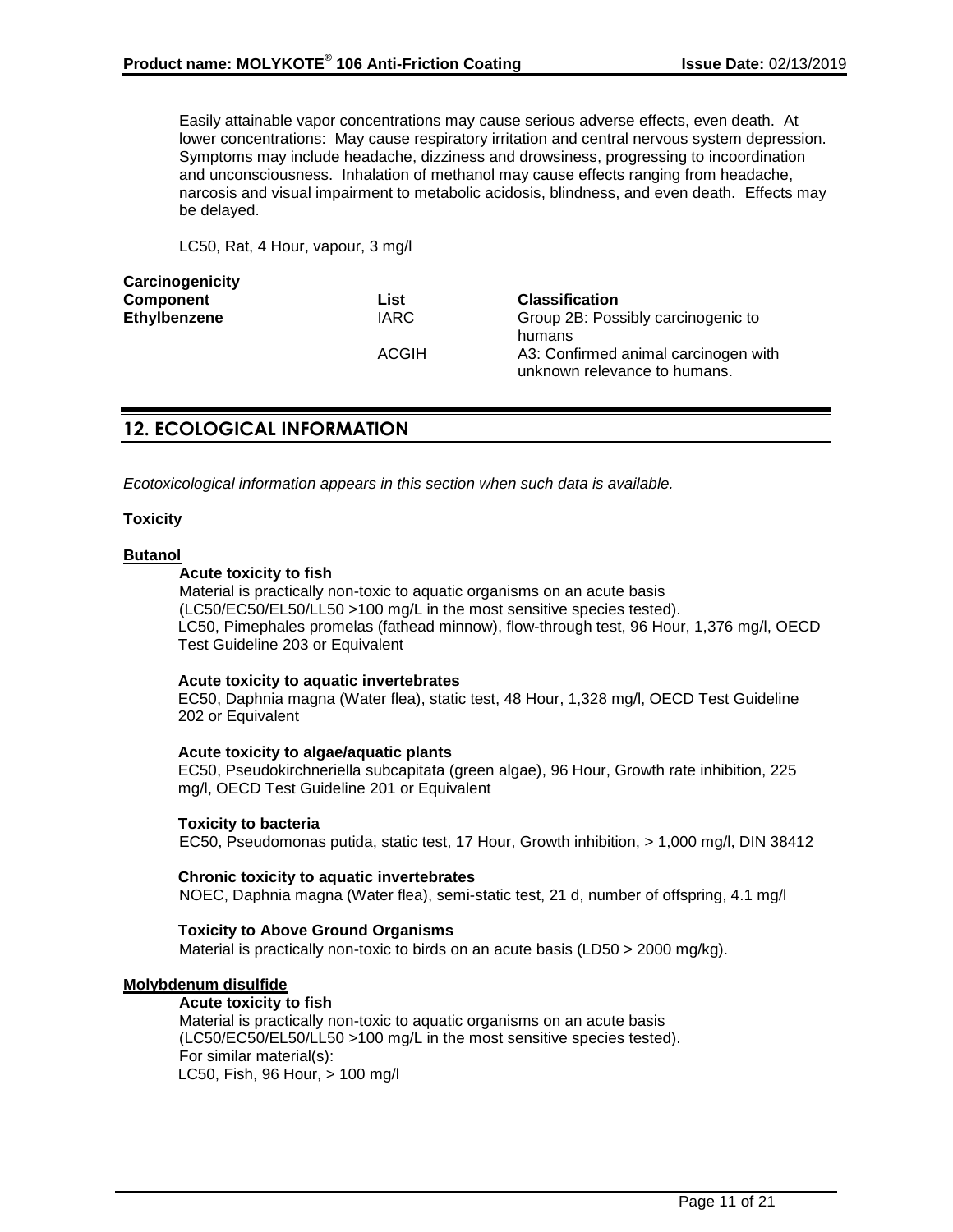Easily attainable vapor concentrations may cause serious adverse effects, even death. At lower concentrations: May cause respiratory irritation and central nervous system depression. Symptoms may include headache, dizziness and drowsiness, progressing to incoordination and unconsciousness. Inhalation of methanol may cause effects ranging from headache, narcosis and visual impairment to metabolic acidosis, blindness, and even death. Effects may be delayed.

LC50, Rat, 4 Hour, vapour, 3 mg/l

**Carcinogenicity**

| **Component** | **List** | **Classification** |
|---|---|---|
| **Ethylbenzene** | IARC | Group 2B: Possibly carcinogenic to humans |
| | ACGIH | A3: Confirmed animal carcinogen with unknown relevance to humans. |

## 12. ECOLOGICAL INFORMATION

*Ecotoxicological information appears in this section when such data is available.*

**Toxicity**

**Butanol**

**Acute toxicity to fish**

Material is practically non-toxic to aquatic organisms on an acute basis (LC50/EC50/EL50/LL50 >100 mg/L in the most sensitive species tested).

LC50, Pimephales promelas (fathead minnow), flow-through test, 96 Hour, 1,376 mg/l, OECD Test Guideline 203 or Equivalent

**Acute toxicity to aquatic invertebrates**

EC50, Daphnia magna (Water flea), static test, 48 Hour, 1,328 mg/l, OECD Test Guideline 202 or Equivalent

**Acute toxicity to algae/aquatic plants**

EC50, Pseudokirchneriella subcapitata (green algae), 96 Hour, Growth rate inhibition, 225 mg/l, OECD Test Guideline 201 or Equivalent

**Toxicity to bacteria**

EC50, Pseudomonas putida, static test, 17 Hour, Growth inhibition, > 1,000 mg/l, DIN 38412

**Chronic toxicity to aquatic invertebrates**

NOEC, Daphnia magna (Water flea), semi-static test, 21 d, number of offspring, 4.1 mg/l

**Toxicity to Above Ground Organisms**

Material is practically non-toxic to birds on an acute basis (LD50 > 2000 mg/kg).

**Molybdenum disulfide**

**Acute toxicity to fish**

Material is practically non-toxic to aquatic organisms on an acute basis (LC50/EC50/EL50/LL50 >100 mg/L in the most sensitive species tested).

For similar material(s):

LC50, Fish, 96 Hour, > 100 mg/l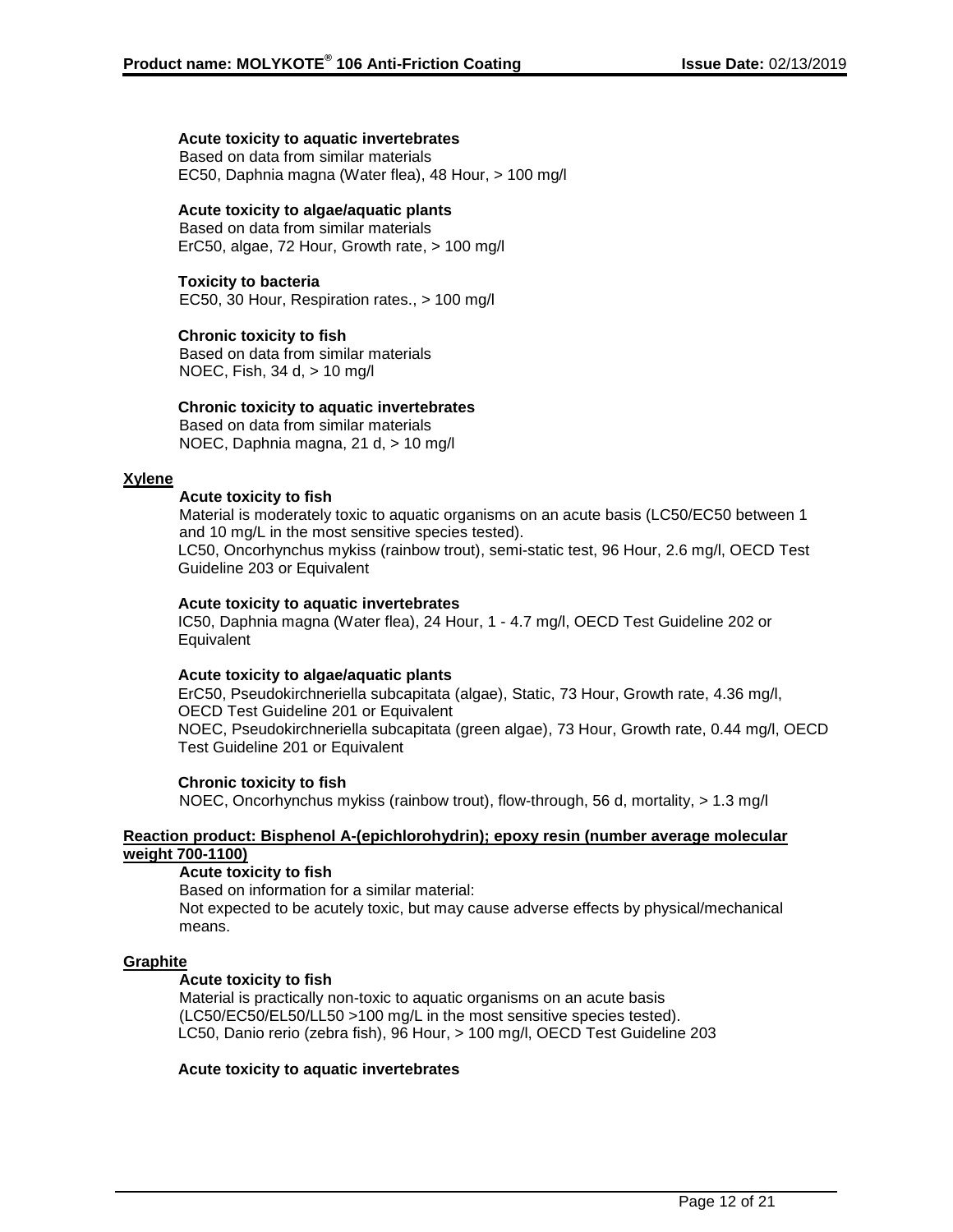**Acute toxicity to aquatic invertebrates**

Based on data from similar materials
EC50, Daphnia magna (Water flea), 48 Hour, > 100 mg/l

**Acute toxicity to algae/aquatic plants**

Based on data from similar materials
ErC50, algae, 72 Hour, Growth rate, > 100 mg/l

**Toxicity to bacteria**

EC50, 30 Hour, Respiration rates., > 100 mg/l

**Chronic toxicity to fish**

Based on data from similar materials
NOEC, Fish, 34 d, > 10 mg/l

**Chronic toxicity to aquatic invertebrates**

Based on data from similar materials
NOEC, Daphnia magna, 21 d, > 10 mg/l

**Xylene**

**Acute toxicity to fish**

Material is moderately toxic to aquatic organisms on an acute basis (LC50/EC50 between 1 and 10 mg/L in the most sensitive species tested).
LC50, Oncorhynchus mykiss (rainbow trout), semi-static test, 96 Hour, 2.6 mg/l, OECD Test Guideline 203 or Equivalent

**Acute toxicity to aquatic invertebrates**

IC50, Daphnia magna (Water flea), 24 Hour, 1 - 4.7 mg/l, OECD Test Guideline 202 or Equivalent

**Acute toxicity to algae/aquatic plants**

ErC50, Pseudokirchneriella subcapitata (algae), Static, 73 Hour, Growth rate, 4.36 mg/l, OECD Test Guideline 201 or Equivalent
NOEC, Pseudokirchneriella subcapitata (green algae), 73 Hour, Growth rate, 0.44 mg/l, OECD Test Guideline 201 or Equivalent

**Chronic toxicity to fish**

NOEC, Oncorhynchus mykiss (rainbow trout), flow-through, 56 d, mortality, > 1.3 mg/l

**Reaction product: Bisphenol A-(epichlorohydrin); epoxy resin (number average molecular weight 700-1100)**

**Acute toxicity to fish**

Based on information for a similar material:
Not expected to be acutely toxic, but may cause adverse effects by physical/mechanical means.

**Graphite**

**Acute toxicity to fish**

Material is practically non-toxic to aquatic organisms on an acute basis (LC50/EC50/EL50/LL50 >100 mg/L in the most sensitive species tested).
LC50, Danio rerio (zebra fish), 96 Hour, > 100 mg/l, OECD Test Guideline 203

**Acute toxicity to aquatic invertebrates**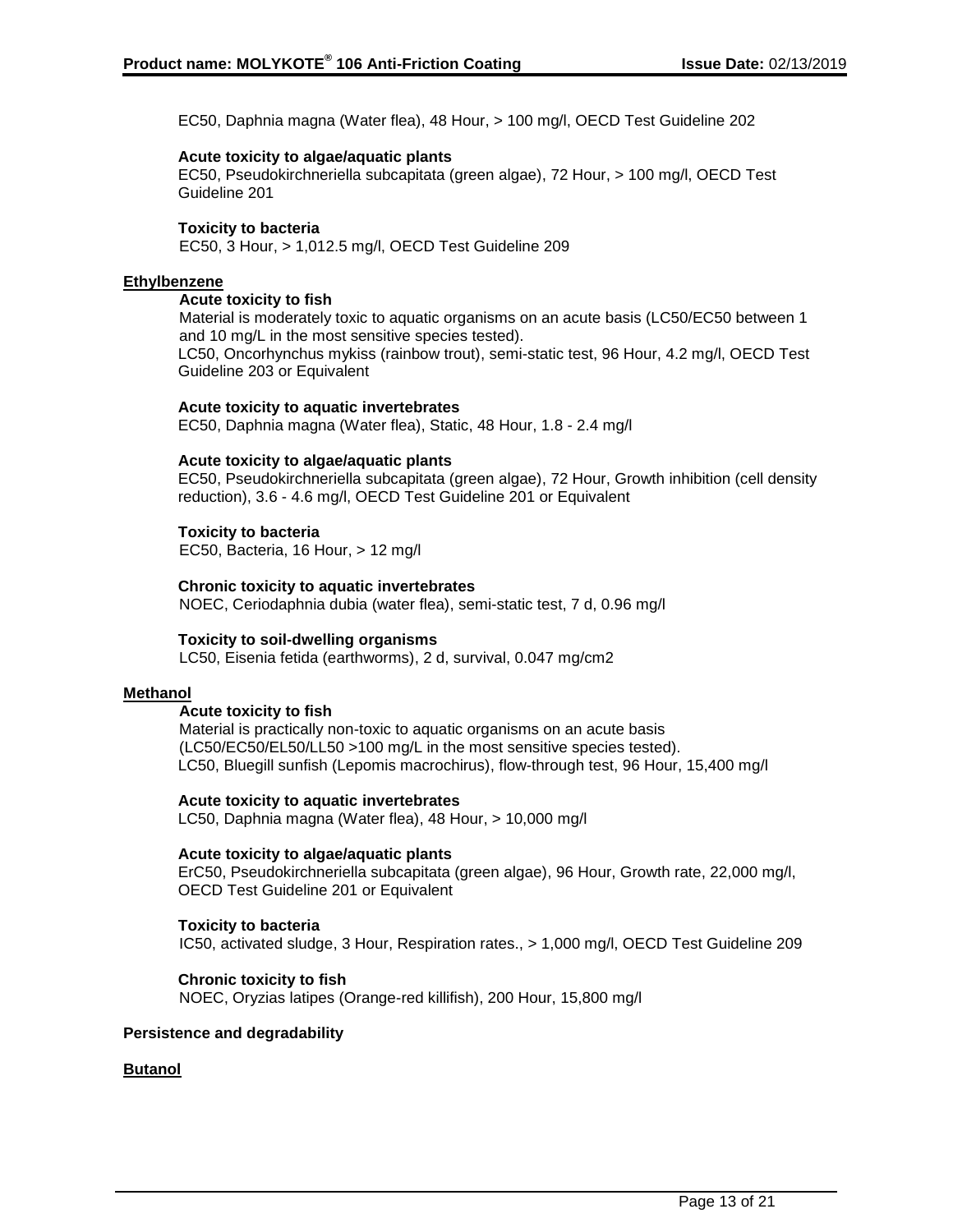EC50, Daphnia magna (Water flea), 48 Hour, > 100 mg/l, OECD Test Guideline 202

**Acute toxicity to algae/aquatic plants**
EC50, Pseudokirchneriella subcapitata (green algae), 72 Hour, > 100 mg/l, OECD Test Guideline 201

**Toxicity to bacteria**
EC50, 3 Hour, > 1,012.5 mg/l, OECD Test Guideline 209

**Ethylbenzene**

**Acute toxicity to fish**
Material is moderately toxic to aquatic organisms on an acute basis (LC50/EC50 between 1 and 10 mg/L in the most sensitive species tested).
LC50, Oncorhynchus mykiss (rainbow trout), semi-static test, 96 Hour, 4.2 mg/l, OECD Test Guideline 203 or Equivalent

**Acute toxicity to aquatic invertebrates**
EC50, Daphnia magna (Water flea), Static, 48 Hour, 1.8 - 2.4 mg/l

**Acute toxicity to algae/aquatic plants**
EC50, Pseudokirchneriella subcapitata (green algae), 72 Hour, Growth inhibition (cell density reduction), 3.6 - 4.6 mg/l, OECD Test Guideline 201 or Equivalent

**Toxicity to bacteria**
EC50, Bacteria, 16 Hour, > 12 mg/l

**Chronic toxicity to aquatic invertebrates**
NOEC, Ceriodaphnia dubia (water flea), semi-static test, 7 d, 0.96 mg/l

**Toxicity to soil-dwelling organisms**
LC50, Eisenia fetida (earthworms), 2 d, survival, 0.047 mg/cm2

**Methanol**

**Acute toxicity to fish**
Material is practically non-toxic to aquatic organisms on an acute basis (LC50/EC50/EL50/LL50 >100 mg/L in the most sensitive species tested).
LC50, Bluegill sunfish (Lepomis macrochirus), flow-through test, 96 Hour, 15,400 mg/l

**Acute toxicity to aquatic invertebrates**
LC50, Daphnia magna (Water flea), 48 Hour, > 10,000 mg/l

**Acute toxicity to algae/aquatic plants**
ErC50, Pseudokirchneriella subcapitata (green algae), 96 Hour, Growth rate, 22,000 mg/l, OECD Test Guideline 201 or Equivalent

**Toxicity to bacteria**
IC50, activated sludge, 3 Hour, Respiration rates., > 1,000 mg/l, OECD Test Guideline 209

**Chronic toxicity to fish**
NOEC, Oryzias latipes (Orange-red killifish), 200 Hour, 15,800 mg/l

**Persistence and degradability**

**Butanol**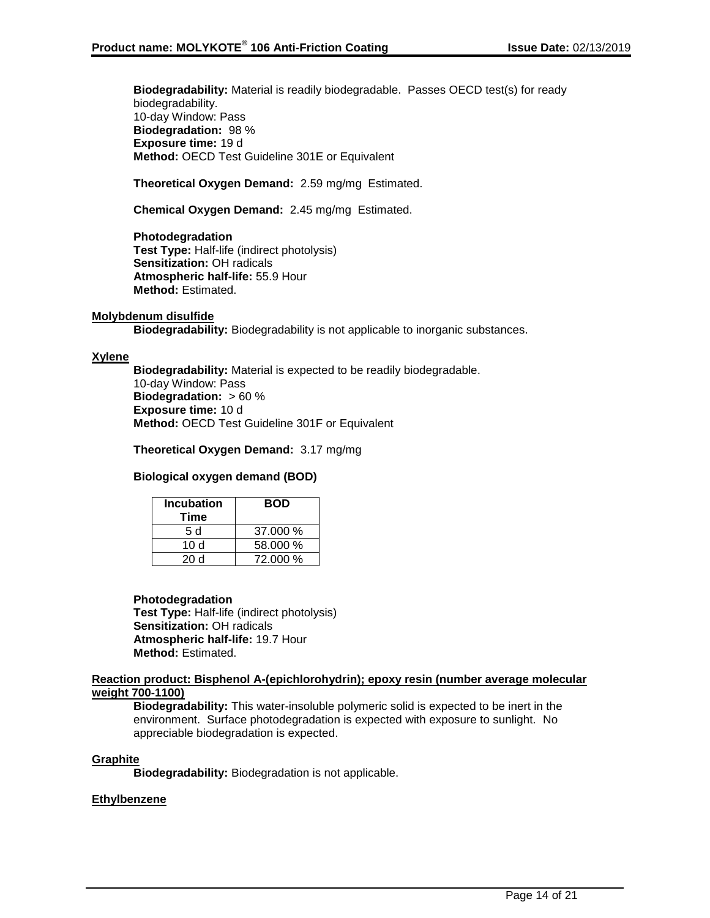**Biodegradability:** Material is readily biodegradable. Passes OECD test(s) for ready biodegradability.
10-day Window: Pass
**Biodegradation:** 98 %
**Exposure time:** 19 d
**Method:** OECD Test Guideline 301E or Equivalent

**Theoretical Oxygen Demand:** 2.59 mg/mg Estimated.

**Chemical Oxygen Demand:** 2.45 mg/mg Estimated.

**Photodegradation**
**Test Type:** Half-life (indirect photolysis)
**Sensitization:** OH radicals
**Atmospheric half-life:** 55.9 Hour
**Method:** Estimated.

**Molybdenum disulfide**

**Biodegradability:** Biodegradability is not applicable to inorganic substances.

**Xylene**

**Biodegradability:** Material is expected to be readily biodegradable.
10-day Window: Pass
**Biodegradation:** > 60 %
**Exposure time:** 10 d
**Method:** OECD Test Guideline 301F or Equivalent

**Theoretical Oxygen Demand:** 3.17 mg/mg

**Biological oxygen demand (BOD)**

| Incubation Time | BOD |
|---|---|
| 5 d | 37.000 % |
| 10 d | 58.000 % |
| 20 d | 72.000 % |

**Photodegradation**
**Test Type:** Half-life (indirect photolysis)
**Sensitization:** OH radicals
**Atmospheric half-life:** 19.7 Hour
**Method:** Estimated.

**Reaction product: Bisphenol A-(epichlorohydrin); epoxy resin (number average molecular weight 700-1100)**

**Biodegradability:** This water-insoluble polymeric solid is expected to be inert in the environment. Surface photodegradation is expected with exposure to sunlight. No appreciable biodegradation is expected.

**Graphite**

**Biodegradability:** Biodegradation is not applicable.

**Ethylbenzene**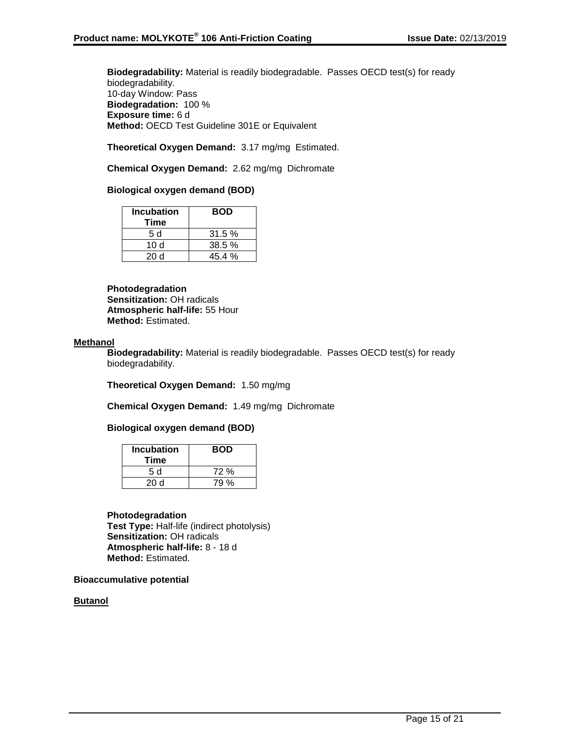**Biodegradability:** Material is readily biodegradable. Passes OECD test(s) for ready biodegradability.
10-day Window: Pass
**Biodegradation:** 100 %
**Exposure time:** 6 d
**Method:** OECD Test Guideline 301E or Equivalent

**Theoretical Oxygen Demand:** 3.17 mg/mg Estimated.

**Chemical Oxygen Demand:** 2.62 mg/mg Dichromate

**Biological oxygen demand (BOD)**

| Incubation Time | BOD |
|---|---|
| 5 d | 31.5 % |
| 10 d | 38.5 % |
| 20 d | 45.4 % |

**Photodegradation**
**Sensitization:** OH radicals
**Atmospheric half-life:** 55 Hour
**Method:** Estimated.

**Methanol**

**Biodegradability:** Material is readily biodegradable. Passes OECD test(s) for ready biodegradability.

**Theoretical Oxygen Demand:** 1.50 mg/mg

**Chemical Oxygen Demand:** 1.49 mg/mg Dichromate

**Biological oxygen demand (BOD)**

| Incubation Time | BOD |
|---|---|
| 5 d | 72 % |
| 20 d | 79 % |

**Photodegradation**
**Test Type:** Half-life (indirect photolysis)
**Sensitization:** OH radicals
**Atmospheric half-life:** 8 - 18 d
**Method:** Estimated.

**Bioaccumulative potential**

**Butanol**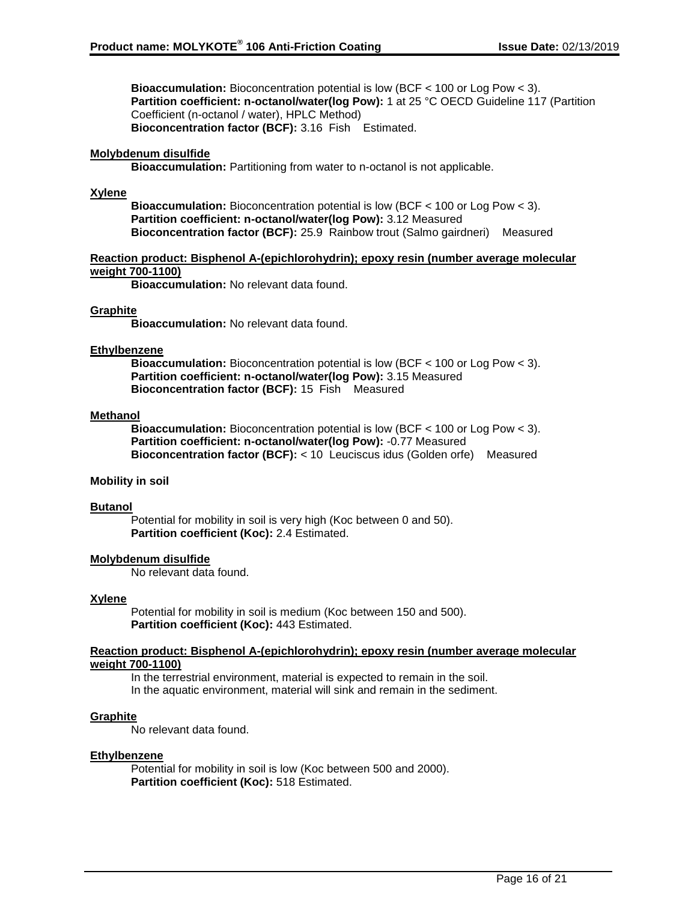**Bioaccumulation:** Bioconcentration potential is low (BCF < 100 or Log Pow < 3).
**Partition coefficient: n-octanol/water(log Pow):** 1 at 25 °C OECD Guideline 117 (Partition Coefficient (n-octanol / water), HPLC Method)
**Bioconcentration factor (BCF):** 3.16 Fish Estimated.

**Molybdenum disulfide**

**Bioaccumulation:** Partitioning from water to n-octanol is not applicable.

**Xylene**

**Bioaccumulation:** Bioconcentration potential is low (BCF < 100 or Log Pow < 3).
**Partition coefficient: n-octanol/water(log Pow):** 3.12 Measured
**Bioconcentration factor (BCF):** 25.9 Rainbow trout (Salmo gairdneri) Measured

**Reaction product: Bisphenol A-(epichlorohydrin); epoxy resin (number average molecular weight 700-1100)**

**Bioaccumulation:** No relevant data found.

**Graphite**

**Bioaccumulation:** No relevant data found.

**Ethylbenzene**

**Bioaccumulation:** Bioconcentration potential is low (BCF < 100 or Log Pow < 3).
**Partition coefficient: n-octanol/water(log Pow):** 3.15 Measured
**Bioconcentration factor (BCF):** 15 Fish Measured

**Methanol**

**Bioaccumulation:** Bioconcentration potential is low (BCF < 100 or Log Pow < 3).
**Partition coefficient: n-octanol/water(log Pow):** -0.77 Measured
**Bioconcentration factor (BCF):** < 10 Leuciscus idus (Golden orfe) Measured

**Mobility in soil**

**Butanol**

Potential for mobility in soil is very high (Koc between 0 and 50).
**Partition coefficient (Koc):** 2.4 Estimated.

**Molybdenum disulfide**

No relevant data found.

**Xylene**

Potential for mobility in soil is medium (Koc between 150 and 500).
**Partition coefficient (Koc):** 443 Estimated.

**Reaction product: Bisphenol A-(epichlorohydrin); epoxy resin (number average molecular weight 700-1100)**

In the terrestrial environment, material is expected to remain in the soil.
In the aquatic environment, material will sink and remain in the sediment.

**Graphite**

No relevant data found.

**Ethylbenzene**

Potential for mobility in soil is low (Koc between 500 and 2000).
**Partition coefficient (Koc):** 518 Estimated.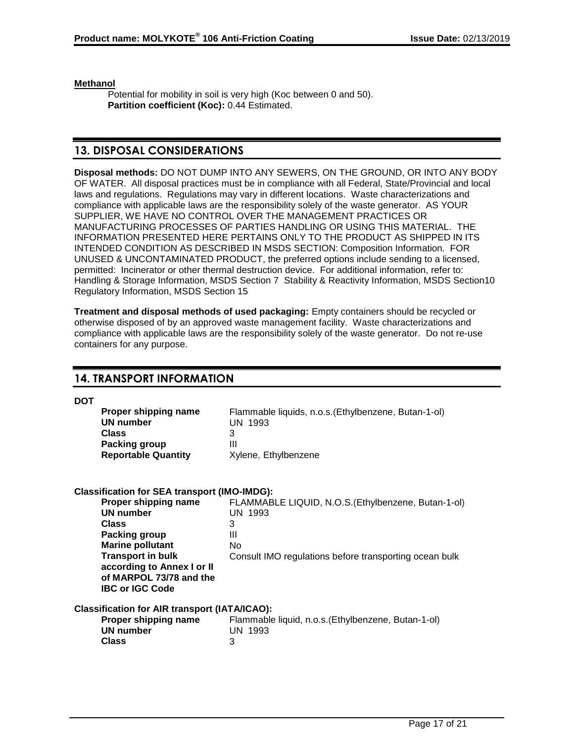**Methanol**

Potential for mobility in soil is very high (Koc between 0 and 50).
**Partition coefficient (Koc):** 0.44 Estimated.

## 13. DISPOSAL CONSIDERATIONS

**Disposal methods:** DO NOT DUMP INTO ANY SEWERS, ON THE GROUND, OR INTO ANY BODY OF WATER. All disposal practices must be in compliance with all Federal, State/Provincial and local laws and regulations. Regulations may vary in different locations. Waste characterizations and compliance with applicable laws are the responsibility solely of the waste generator. AS YOUR SUPPLIER, WE HAVE NO CONTROL OVER THE MANAGEMENT PRACTICES OR MANUFACTURING PROCESSES OF PARTIES HANDLING OR USING THIS MATERIAL. THE INFORMATION PRESENTED HERE PERTAINS ONLY TO THE PRODUCT AS SHIPPED IN ITS INTENDED CONDITION AS DESCRIBED IN MSDS SECTION: Composition Information. FOR UNUSED & UNCONTAMINATED PRODUCT, the preferred options include sending to a licensed, permitted: Incinerator or other thermal destruction device. For additional information, refer to: Handling & Storage Information, MSDS Section 7 Stability & Reactivity Information, MSDS Section10 Regulatory Information, MSDS Section 15

**Treatment and disposal methods of used packaging:** Empty containers should be recycled or otherwise disposed of by an approved waste management facility. Waste characterizations and compliance with applicable laws are the responsibility solely of the waste generator. Do not re-use containers for any purpose.

## 14. TRANSPORT INFORMATION

**DOT**

| | |
|---|---|
| **Proper shipping name** | Flammable liquids, n.o.s.(Ethylbenzene, Butan-1-ol) |
| **UN number** | UN 1993 |
| **Class** | 3 |
| **Packing group** | III |
| **Reportable Quantity** | Xylene, Ethylbenzene |

**Classification for SEA transport (IMO-IMDG):**

| | |
|---|---|
| **Proper shipping name** | FLAMMABLE LIQUID, N.O.S.(Ethylbenzene, Butan-1-ol) |
| **UN number** | UN 1993 |
| **Class** | 3 |
| **Packing group** | III |
| **Marine pollutant** | No |
| **Transport in bulk according to Annex I or II of MARPOL 73/78 and the IBC or IGC Code** | Consult IMO regulations before transporting ocean bulk |

**Classification for AIR transport (IATA/ICAO):**

| | |
|---|---|
| **Proper shipping name** | Flammable liquid, n.o.s.(Ethylbenzene, Butan-1-ol) |
| **UN number** | UN 1993 |
| **Class** | 3 |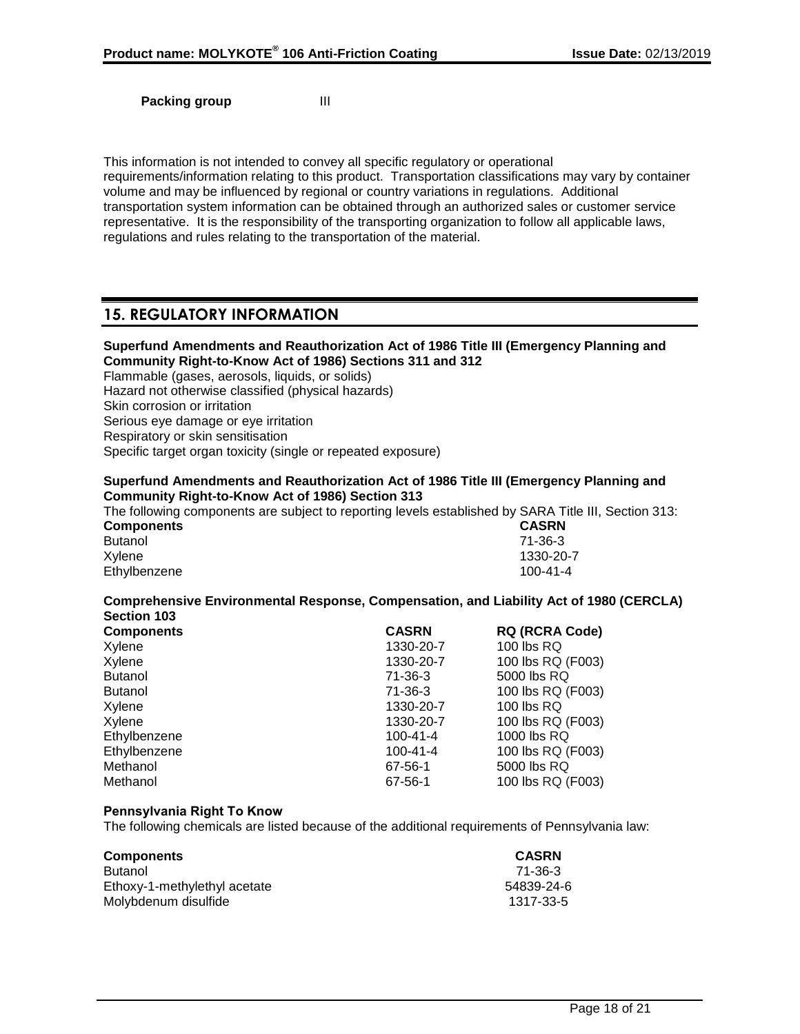**Packing group** III

This information is not intended to convey all specific regulatory or operational requirements/information relating to this product. Transportation classifications may vary by container volume and may be influenced by regional or country variations in regulations. Additional transportation system information can be obtained through an authorized sales or customer service representative. It is the responsibility of the transporting organization to follow all applicable laws, regulations and rules relating to the transportation of the material.

## 15. REGULATORY INFORMATION

**Superfund Amendments and Reauthorization Act of 1986 Title III (Emergency Planning and Community Right-to-Know Act of 1986) Sections 311 and 312**

Flammable (gases, aerosols, liquids, or solids)
Hazard not otherwise classified (physical hazards)
Skin corrosion or irritation
Serious eye damage or eye irritation
Respiratory or skin sensitisation
Specific target organ toxicity (single or repeated exposure)

**Superfund Amendments and Reauthorization Act of 1986 Title III (Emergency Planning and Community Right-to-Know Act of 1986) Section 313**

The following components are subject to reporting levels established by SARA Title III, Section 313:

| Components | CASRN |
|---|---|
| Butanol | 71-36-3 |
| Xylene | 1330-20-7 |
| Ethylbenzene | 100-41-4 |

**Comprehensive Environmental Response, Compensation, and Liability Act of 1980 (CERCLA) Section 103**

| Components | CASRN | RQ (RCRA Code) |
|---|---|---|
| Xylene | 1330-20-7 | 100 lbs RQ |
| Xylene | 1330-20-7 | 100 lbs RQ (F003) |
| Butanol | 71-36-3 | 5000 lbs RQ |
| Butanol | 71-36-3 | 100 lbs RQ (F003) |
| Xylene | 1330-20-7 | 100 lbs RQ |
| Xylene | 1330-20-7 | 100 lbs RQ (F003) |
| Ethylbenzene | 100-41-4 | 1000 lbs RQ |
| Ethylbenzene | 100-41-4 | 100 lbs RQ (F003) |
| Methanol | 67-56-1 | 5000 lbs RQ |
| Methanol | 67-56-1 | 100 lbs RQ (F003) |

**Pennsylvania Right To Know**

The following chemicals are listed because of the additional requirements of Pennsylvania law:

| Components | CASRN |
|---|---|
| Butanol | 71-36-3 |
| Ethoxy-1-methylethyl acetate | 54839-24-6 |
| Molybdenum disulfide | 1317-33-5 |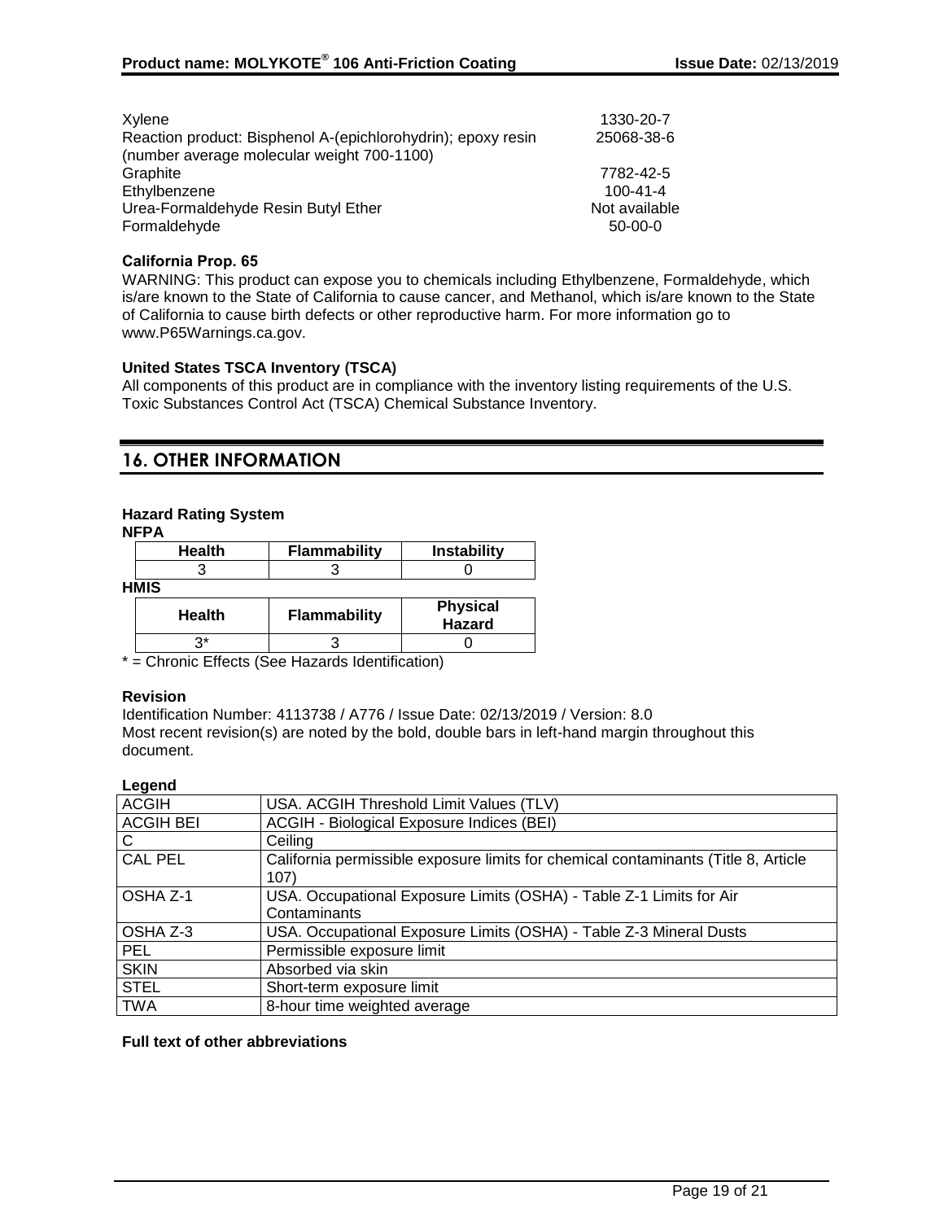| | |
|---|---|
| Xylene | 1330-20-7 |
| Reaction product: Bisphenol A-(epichlorohydrin); epoxy resin (number average molecular weight 700-1100) | 25068-38-6 |
| Graphite | 7782-42-5 |
| Ethylbenzene | 100-41-4 |
| Urea-Formaldehyde Resin Butyl Ether | Not available |
| Formaldehyde | 50-00-0 |

**California Prop. 65**

WARNING: This product can expose you to chemicals including Ethylbenzene, Formaldehyde, which is/are known to the State of California to cause cancer, and Methanol, which is/are known to the State of California to cause birth defects or other reproductive harm. For more information go to www.P65Warnings.ca.gov.

**United States TSCA Inventory (TSCA)**

All components of this product are in compliance with the inventory listing requirements of the U.S. Toxic Substances Control Act (TSCA) Chemical Substance Inventory.

## 16. OTHER INFORMATION

**Hazard Rating System**

**NFPA**

| Health | Flammability | Instability |
|---|---|---|
| 3 | 3 | 0 |

**HMIS**

| Health | Flammability | Physical Hazard |
|---|---|---|
| 3* | 3 | 0 |

* = Chronic Effects (See Hazards Identification)

**Revision**

Identification Number: 4113738 / A776 / Issue Date: 02/13/2019 / Version: 8.0

Most recent revision(s) are noted by the bold, double bars in left-hand margin throughout this document.

**Legend**

| | |
|---|---|
| ACGIH | USA. ACGIH Threshold Limit Values (TLV) |
| ACGIH BEI | ACGIH - Biological Exposure Indices (BEI) |
| C | Ceiling |
| CAL PEL | California permissible exposure limits for chemical contaminants (Title 8, Article 107) |
| OSHA Z-1 | USA. Occupational Exposure Limits (OSHA) - Table Z-1 Limits for Air Contaminants |
| OSHA Z-3 | USA. Occupational Exposure Limits (OSHA) - Table Z-3 Mineral Dusts |
| PEL | Permissible exposure limit |
| SKIN | Absorbed via skin |
| STEL | Short-term exposure limit |
| TWA | 8-hour time weighted average |

**Full text of other abbreviations**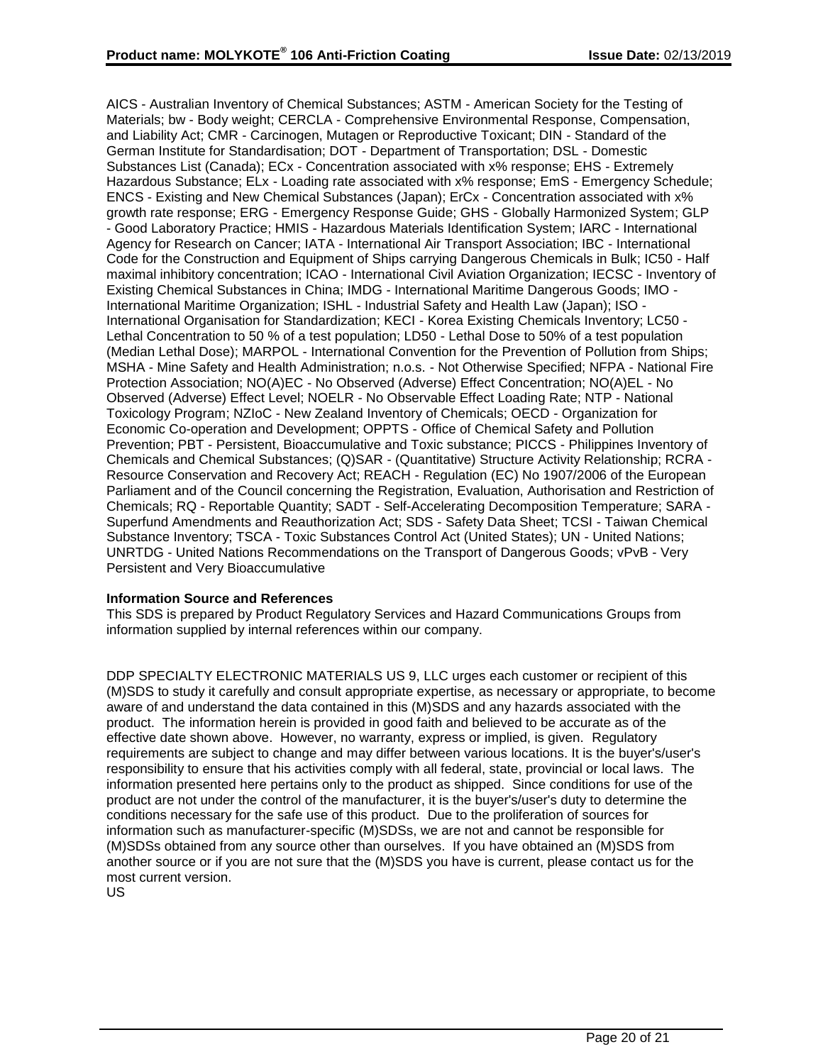AICS - Australian Inventory of Chemical Substances; ASTM - American Society for the Testing of Materials; bw - Body weight; CERCLA - Comprehensive Environmental Response, Compensation, and Liability Act; CMR - Carcinogen, Mutagen or Reproductive Toxicant; DIN - Standard of the German Institute for Standardisation; DOT - Department of Transportation; DSL - Domestic Substances List (Canada); ECx - Concentration associated with x% response; EHS - Extremely Hazardous Substance; ELx - Loading rate associated with x% response; EmS - Emergency Schedule; ENCS - Existing and New Chemical Substances (Japan); ErCx - Concentration associated with x% growth rate response; ERG - Emergency Response Guide; GHS - Globally Harmonized System; GLP - Good Laboratory Practice; HMIS - Hazardous Materials Identification System; IARC - International Agency for Research on Cancer; IATA - International Air Transport Association; IBC - International Code for the Construction and Equipment of Ships carrying Dangerous Chemicals in Bulk; IC50 - Half maximal inhibitory concentration; ICAO - International Civil Aviation Organization; IECSC - Inventory of Existing Chemical Substances in China; IMDG - International Maritime Dangerous Goods; IMO - International Maritime Organization; ISHL - Industrial Safety and Health Law (Japan); ISO - International Organisation for Standardization; KECI - Korea Existing Chemicals Inventory; LC50 - Lethal Concentration to 50 % of a test population; LD50 - Lethal Dose to 50% of a test population (Median Lethal Dose); MARPOL - International Convention for the Prevention of Pollution from Ships; MSHA - Mine Safety and Health Administration; n.o.s. - Not Otherwise Specified; NFPA - National Fire Protection Association; NO(A)EC - No Observed (Adverse) Effect Concentration; NO(A)EL - No Observed (Adverse) Effect Level; NOELR - No Observable Effect Loading Rate; NTP - National Toxicology Program; NZIoC - New Zealand Inventory of Chemicals; OECD - Organization for Economic Co-operation and Development; OPPTS - Office of Chemical Safety and Pollution Prevention; PBT - Persistent, Bioaccumulative and Toxic substance; PICCS - Philippines Inventory of Chemicals and Chemical Substances; (Q)SAR - (Quantitative) Structure Activity Relationship; RCRA - Resource Conservation and Recovery Act; REACH - Regulation (EC) No 1907/2006 of the European Parliament and of the Council concerning the Registration, Evaluation, Authorisation and Restriction of Chemicals; RQ - Reportable Quantity; SADT - Self-Accelerating Decomposition Temperature; SARA - Superfund Amendments and Reauthorization Act; SDS - Safety Data Sheet; TCSI - Taiwan Chemical Substance Inventory; TSCA - Toxic Substances Control Act (United States); UN - United Nations; UNRTDG - United Nations Recommendations on the Transport of Dangerous Goods; vPvB - Very Persistent and Very Bioaccumulative

**Information Source and References**

This SDS is prepared by Product Regulatory Services and Hazard Communications Groups from information supplied by internal references within our company.

DDP SPECIALTY ELECTRONIC MATERIALS US 9, LLC urges each customer or recipient of this (M)SDS to study it carefully and consult appropriate expertise, as necessary or appropriate, to become aware of and understand the data contained in this (M)SDS and any hazards associated with the product. The information herein is provided in good faith and believed to be accurate as of the effective date shown above. However, no warranty, express or implied, is given. Regulatory requirements are subject to change and may differ between various locations. It is the buyer's/user's responsibility to ensure that his activities comply with all federal, state, provincial or local laws. The information presented here pertains only to the product as shipped. Since conditions for use of the product are not under the control of the manufacturer, it is the buyer's/user's duty to determine the conditions necessary for the safe use of this product. Due to the proliferation of sources for information such as manufacturer-specific (M)SDSs, we are not and cannot be responsible for (M)SDSs obtained from any source other than ourselves. If you have obtained an (M)SDS from another source or if you are not sure that the (M)SDS you have is current, please contact us for the most current version.

US